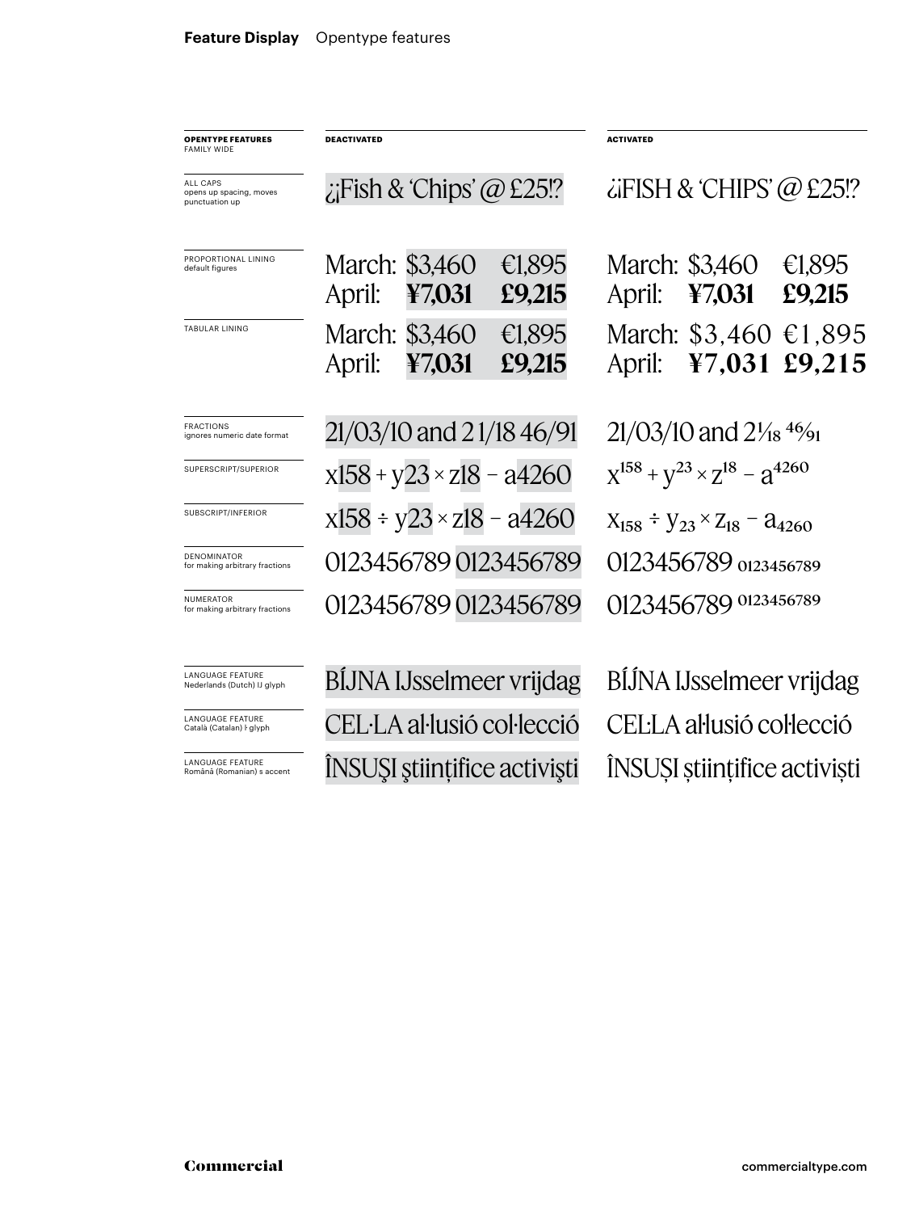**Feature Display** Opentype features

| OPENTYPE FEATURES FAMILY WIDE | DEACTIVATED | ACTIVATED |
|---|---|---|
| ALL CAPS opens up spacing, moves punctuation up | ¿¡Fish & 'Chips' @ £25!? | ¿¡FISH & 'CHIPS' @ £25!? |
| PROPORTIONAL LINING default figures | March: $3,460 €1,895<br>April: **¥7,031** **£9,215** | March: $3,460 €1,895<br>April: **¥7,031** **£9,215** |
| TABULAR LINING | March: $3,460 €1,895<br>April: **¥7,031** **£9,215** | March: $3,460 €1,895<br>April: **¥7,031** **£9,215** |
| FRACTIONS ignores numeric date format | 21/03/10 and 2 1/18 46/91 | 21/03/10 and 2⅟18 46⁄91 |
| SUPERSCRIPT/SUPERIOR | x158 + y23 × z18 − a4260 | $x^{158} + y^{23} \times z^{18} - a^{4260}$ |
| SUBSCRIPT/INFERIOR | x158 ÷ y23 × z18 − a4260 | $x_{158} \div y_{23} \times z_{18} - a_{4260}$ |
| DENOMINATOR for making arbitrary fractions | 0123456789 0123456789 | 0123456789 $_{0123456789}$ |
| NUMERATOR for making arbitrary fractions | 0123456789 0123456789 | 0123456789 $^{0123456789}$ |
| LANGUAGE FEATURE Nederlands (Dutch) IJ glyph | BÍJNA IJsselmeer vrijdag | BÍJ́NA IJsselmeer vrijdag |
| LANGUAGE FEATURE Català (Catalan) ŀ glyph | CEL·LA al·lusió col·lecció | CEĿLA aŀlusió coŀlecció |
| LANGUAGE FEATURE Română (Romanian) s accent | ÎNSUŞI ştiinţifice activişti | ÎNSUȘI științifice activiști |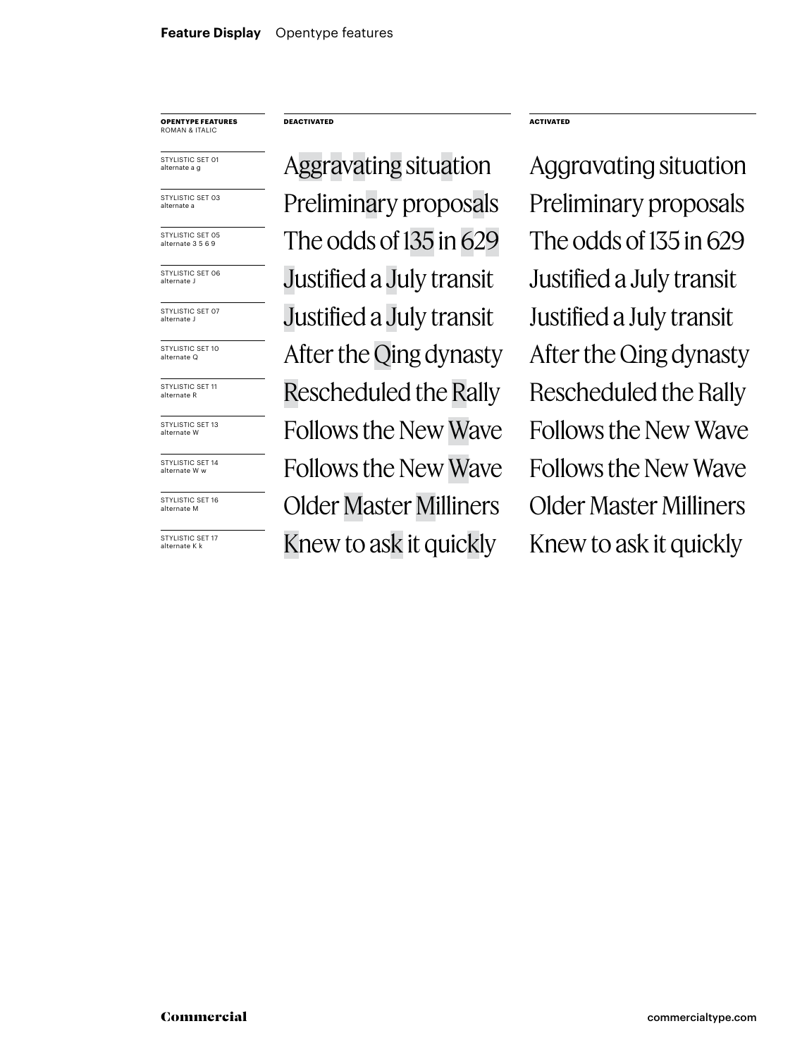**Feature Display** Opentype features

| **OPENTYPE FEATURES** ROMAN & ITALIC | **DEACTIVATED** | **ACTIVATED** |
|---|---|---|
| STYLISTIC SET 01 alternate a g | Aggravating situation | Aggravating situation |
| STYLISTIC SET 03 alternate a | Preliminary proposals | Preliminary proposals |
| STYLISTIC SET 05 alternate 3 5 6 9 | The odds of 135 in 629 | The odds of 135 in 629 |
| STYLISTIC SET 06 alternate J | Justified a July transit | Justified a July transit |
| STYLISTIC SET 07 alternate J | Justified a July transit | Justified a July transit |
| STYLISTIC SET 10 alternate Q | After the Qing dynasty | After the Qing dynasty |
| STYLISTIC SET 11 alternate R | Rescheduled the Rally | Rescheduled the Rally |
| STYLISTIC SET 13 alternate W | Follows the New Wave | Follows the New Wave |
| STYLISTIC SET 14 alternate W w | Follows the New Wave | Follows the New Wave |
| STYLISTIC SET 16 alternate M | Older Master Milliners | Older Master Milliners |
| STYLISTIC SET 17 alternate K k | Knew to ask it quickly | Knew to ask it quickly |

Commercial commercialtype.com